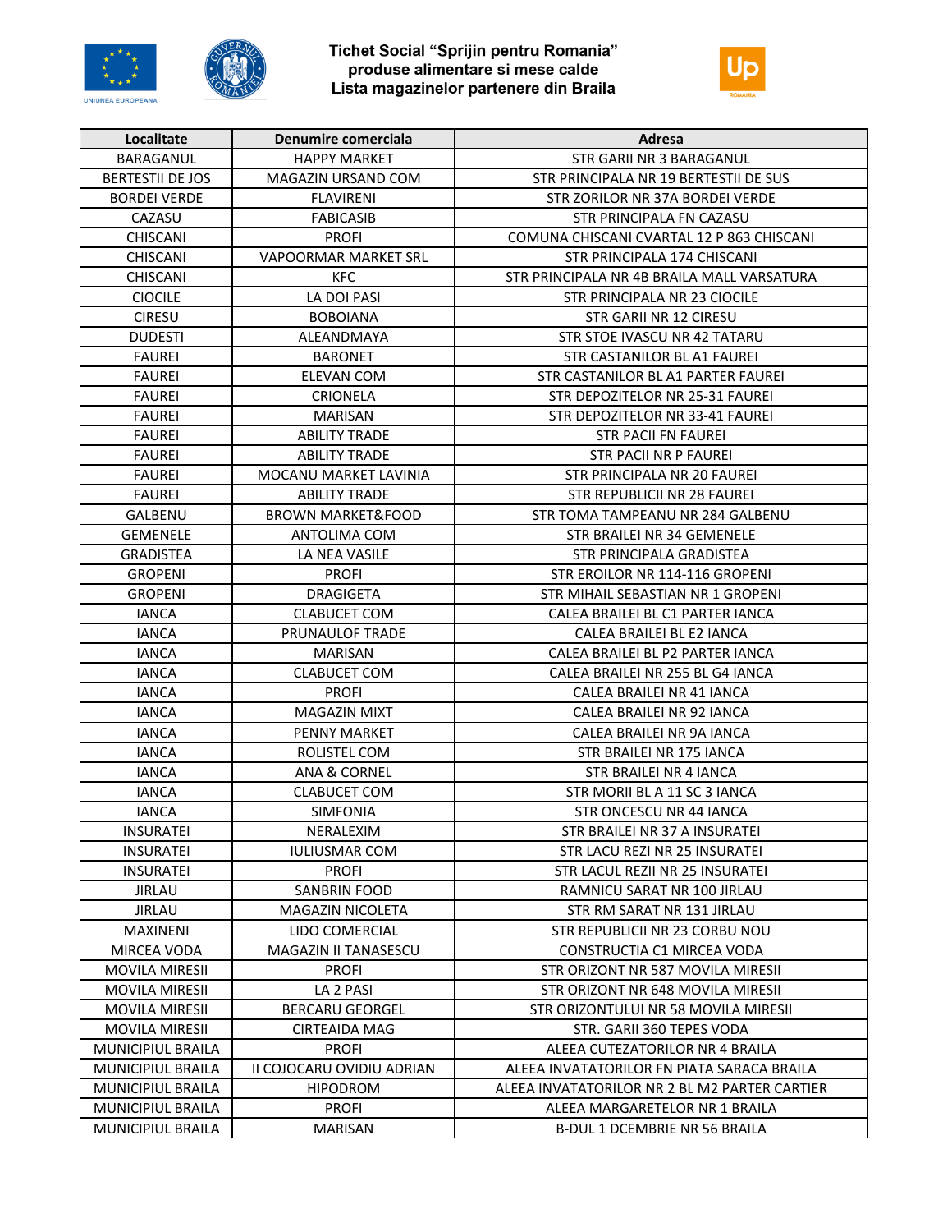# Tichet Social "Sprijin pentru Romania"
## produse alimentare si mese calde
## Lista magazinelor partenere din Braila

| Localitate | Denumire comerciala | Adresa |
|---|---|---|
| BARAGANUL | HAPPY MARKET | STR GARII NR 3 BARAGANUL |
| BERTESTII DE JOS | MAGAZIN URSAND COM | STR PRINCIPALA NR 19 BERTESTII DE SUS |
| BORDEI VERDE | FLAVIRENI | STR ZORILOR NR 37A BORDEI VERDE |
| CAZASU | FABICASIB | STR PRINCIPALA FN CAZASU |
| CHISCANI | PROFI | COMUNA CHISCANI CVARTAL 12 P 863 CHISCANI |
| CHISCANI | VAPOORMAR MARKET SRL | STR PRINCIPALA 174 CHISCANI |
| CHISCANI | KFC | STR PRINCIPALA NR 4B BRAILA MALL VARSATURA |
| CIOCILE | LA DOI PASI | STR PRINCIPALA NR 23 CIOCILE |
| CIRESU | BOBOIANA | STR GARII NR 12 CIRESU |
| DUDESTI | ALEANDMAYA | STR STOE IVASCU NR 42 TATARU |
| FAUREI | BARONET | STR CASTANILOR BL A1 FAUREI |
| FAUREI | ELEVAN COM | STR CASTANILOR BL A1 PARTER FAUREI |
| FAUREI | CRIONELA | STR DEPOZITELOR NR 25-31 FAUREI |
| FAUREI | MARISAN | STR DEPOZITELOR NR 33-41 FAUREI |
| FAUREI | ABILITY TRADE | STR PACII FN FAUREI |
| FAUREI | ABILITY TRADE | STR PACII NR P FAUREI |
| FAUREI | MOCANU MARKET LAVINIA | STR PRINCIPALA NR 20 FAUREI |
| FAUREI | ABILITY TRADE | STR REPUBLICII NR 28 FAUREI |
| GALBENU | BROWN MARKET&FOOD | STR TOMA TAMPEANU NR 284 GALBENU |
| GEMENELE | ANTOLIMA COM | STR BRAILEI NR 34 GEMENELE |
| GRADISTEA | LA NEA VASILE | STR PRINCIPALA GRADISTEA |
| GROPENI | PROFI | STR EROILOR NR 114-116 GROPENI |
| GROPENI | DRAGIGETA | STR MIHAIL SEBASTIAN NR 1 GROPENI |
| IANCA | CLABUCET COM | CALEA BRAILEI BL C1 PARTER IANCA |
| IANCA | PRUNAULOF TRADE | CALEA BRAILEI BL E2 IANCA |
| IANCA | MARISAN | CALEA BRAILEI BL P2 PARTER IANCA |
| IANCA | CLABUCET COM | CALEA BRAILEI NR 255 BL G4 IANCA |
| IANCA | PROFI | CALEA BRAILEI NR 41 IANCA |
| IANCA | MAGAZIN MIXT | CALEA BRAILEI NR 92 IANCA |
| IANCA | PENNY MARKET | CALEA BRAILEI NR 9A IANCA |
| IANCA | ROLISTEL COM | STR BRAILEI NR 175 IANCA |
| IANCA | ANA & CORNEL | STR BRAILEI NR 4 IANCA |
| IANCA | CLABUCET COM | STR MORII BL A 11 SC 3 IANCA |
| IANCA | SIMFONIA | STR ONCESCU NR 44 IANCA |
| INSURATEI | NERALEXIM | STR BRAILEI NR 37 A INSURATEI |
| INSURATEI | IULIUSMAR COM | STR LACU REZI NR 25 INSURATEI |
| INSURATEI | PROFI | STR LACUL REZII NR 25 INSURATEI |
| JIRLAU | SANBRIN FOOD | RAMNICU SARAT NR 100 JIRLAU |
| JIRLAU | MAGAZIN NICOLETA | STR RM SARAT NR 131 JIRLAU |
| MAXINENI | LIDO COMERCIAL | STR REPUBLICII NR 23 CORBU NOU |
| MIRCEA VODA | MAGAZIN II TANASESCU | CONSTRUCTIA C1 MIRCEA VODA |
| MOVILA MIRESII | PROFI | STR ORIZONT NR 587 MOVILA MIRESII |
| MOVILA MIRESII | LA 2 PASI | STR ORIZONT NR 648 MOVILA MIRESII |
| MOVILA MIRESII | BERCARU GEORGEL | STR ORIZONTULUI NR 58 MOVILA MIRESII |
| MOVILA MIRESII | CIRTEAIDA MAG | STR. GARII 360 TEPES VODA |
| MUNICIPIUL BRAILA | PROFI | ALEEA CUTEZATORILOR NR 4 BRAILA |
| MUNICIPIUL BRAILA | II COJOCARU OVIDIU ADRIAN | ALEEA INVATATORILOR FN PIATA SARACA BRAILA |
| MUNICIPIUL BRAILA | HIPODROM | ALEEA INVATATORILOR NR 2 BL M2 PARTER CARTIER |
| MUNICIPIUL BRAILA | PROFI | ALEEA MARGARETELOR NR 1 BRAILA |
| MUNICIPIUL BRAILA | MARISAN | B-DUL 1 DCEMBRIE NR 56 BRAILA |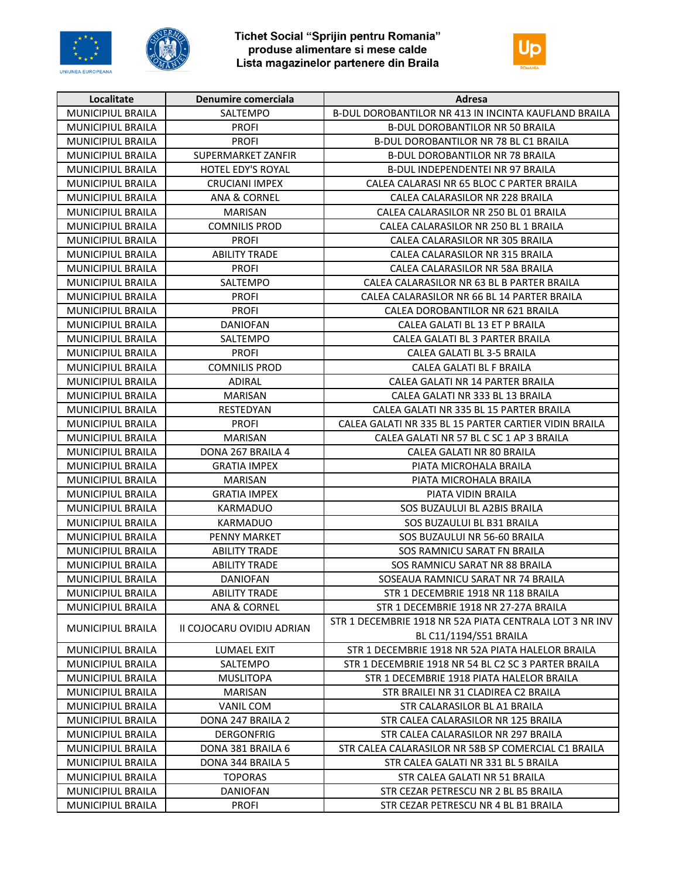**Tichet Social "Sprijin pentru Romania"**
**produse alimentare si mese calde**
**Lista magazinelor partenere din Braila**

| Localitate | Denumire comerciala | Adresa |
|---|---|---|
| MUNICIPIUL BRAILA | SALTEMPO | B-DUL DOROBANTILOR NR 413 IN INCINTA KAUFLAND BRAILA |
| MUNICIPIUL BRAILA | PROFI | B-DUL DOROBANTILOR NR 50 BRAILA |
| MUNICIPIUL BRAILA | PROFI | B-DUL DOROBANTILOR NR 78 BL C1 BRAILA |
| MUNICIPIUL BRAILA | SUPERMARKET ZANFIR | B-DUL DOROBANTILOR NR 78 BRAILA |
| MUNICIPIUL BRAILA | HOTEL EDY'S ROYAL | B-DUL INDEPENDENTEI NR 97 BRAILA |
| MUNICIPIUL BRAILA | CRUCIANI IMPEX | CALEA CALARASI NR 65 BLOC C PARTER BRAILA |
| MUNICIPIUL BRAILA | ANA & CORNEL | CALEA CALARASILOR NR 228 BRAILA |
| MUNICIPIUL BRAILA | MARISAN | CALEA CALARASILOR NR 250 BL 01 BRAILA |
| MUNICIPIUL BRAILA | COMNILIS PROD | CALEA CALARASILOR NR 250 BL 1 BRAILA |
| MUNICIPIUL BRAILA | PROFI | CALEA CALARASILOR NR 305 BRAILA |
| MUNICIPIUL BRAILA | ABILITY TRADE | CALEA CALARASILOR NR 315 BRAILA |
| MUNICIPIUL BRAILA | PROFI | CALEA CALARASILOR NR 58A BRAILA |
| MUNICIPIUL BRAILA | SALTEMPO | CALEA CALARASILOR NR 63 BL B PARTER BRAILA |
| MUNICIPIUL BRAILA | PROFI | CALEA CALARASILOR NR 66 BL 14 PARTER BRAILA |
| MUNICIPIUL BRAILA | PROFI | CALEA DOROBANTILOR NR 621 BRAILA |
| MUNICIPIUL BRAILA | DANIOFAN | CALEA GALATI BL 13 ET P BRAILA |
| MUNICIPIUL BRAILA | SALTEMPO | CALEA GALATI BL 3 PARTER BRAILA |
| MUNICIPIUL BRAILA | PROFI | CALEA GALATI BL 3-5 BRAILA |
| MUNICIPIUL BRAILA | COMNILIS PROD | CALEA GALATI BL F BRAILA |
| MUNICIPIUL BRAILA | ADIRAL | CALEA GALATI NR 14 PARTER BRAILA |
| MUNICIPIUL BRAILA | MARISAN | CALEA GALATI NR 333 BL 13 BRAILA |
| MUNICIPIUL BRAILA | RESTEDYAN | CALEA GALATI NR 335 BL 15 PARTER BRAILA |
| MUNICIPIUL BRAILA | PROFI | CALEA GALATI NR 335 BL 15 PARTER CARTIER VIDIN BRAILA |
| MUNICIPIUL BRAILA | MARISAN | CALEA GALATI NR 57 BL C SC 1 AP 3 BRAILA |
| MUNICIPIUL BRAILA | DONA 267 BRAILA 4 | CALEA GALATI NR 80 BRAILA |
| MUNICIPIUL BRAILA | GRATIA IMPEX | PIATA MICROHALA BRAILA |
| MUNICIPIUL BRAILA | MARISAN | PIATA MICROHALA BRAILA |
| MUNICIPIUL BRAILA | GRATIA IMPEX | PIATA VIDIN BRAILA |
| MUNICIPIUL BRAILA | KARMADUO | SOS BUZAULUI BL A2BIS BRAILA |
| MUNICIPIUL BRAILA | KARMADUO | SOS BUZAULUI BL B31 BRAILA |
| MUNICIPIUL BRAILA | PENNY MARKET | SOS BUZAULUI NR 56-60 BRAILA |
| MUNICIPIUL BRAILA | ABILITY TRADE | SOS RAMNICU SARAT FN BRAILA |
| MUNICIPIUL BRAILA | ABILITY TRADE | SOS RAMNICU SARAT NR 88 BRAILA |
| MUNICIPIUL BRAILA | DANIOFAN | SOSEAUA RAMNICU SARAT NR 74 BRAILA |
| MUNICIPIUL BRAILA | ABILITY TRADE | STR 1 DECEMBRIE 1918 NR 118 BRAILA |
| MUNICIPIUL BRAILA | ANA & CORNEL | STR 1 DECEMBRIE 1918 NR 27-27A BRAILA |
| MUNICIPIUL BRAILA | II COJOCARU OVIDIU ADRIAN | STR 1 DECEMBRIE 1918 NR 52A PIATA CENTRALA LOT 3 NR INV BL C11/1194/S51 BRAILA |
| MUNICIPIUL BRAILA | LUMAEL EXIT | STR 1 DECEMBRIE 1918 NR 52A PIATA HALELOR BRAILA |
| MUNICIPIUL BRAILA | SALTEMPO | STR 1 DECEMBRIE 1918 NR 54 BL C2 SC 3 PARTER BRAILA |
| MUNICIPIUL BRAILA | MUSLITOPA | STR 1 DECEMBRIE 1918 PIATA HALELOR BRAILA |
| MUNICIPIUL BRAILA | MARISAN | STR BRAILEI NR 31 CLADIREA C2 BRAILA |
| MUNICIPIUL BRAILA | VANIL COM | STR CALARASILOR BL A1 BRAILA |
| MUNICIPIUL BRAILA | DONA 247 BRAILA 2 | STR CALEA CALARASILOR NR 125 BRAILA |
| MUNICIPIUL BRAILA | DERGONFRIG | STR CALEA CALARASILOR NR 297 BRAILA |
| MUNICIPIUL BRAILA | DONA 381 BRAILA 6 | STR CALEA CALARASILOR NR 58B SP COMERCIAL C1 BRAILA |
| MUNICIPIUL BRAILA | DONA 344 BRAILA 5 | STR CALEA GALATI NR 331 BL 5 BRAILA |
| MUNICIPIUL BRAILA | TOPORAS | STR CALEA GALATI NR 51 BRAILA |
| MUNICIPIUL BRAILA | DANIOFAN | STR CEZAR PETRESCU NR 2 BL B5 BRAILA |
| MUNICIPIUL BRAILA | PROFI | STR CEZAR PETRESCU NR 4 BL B1 BRAILA |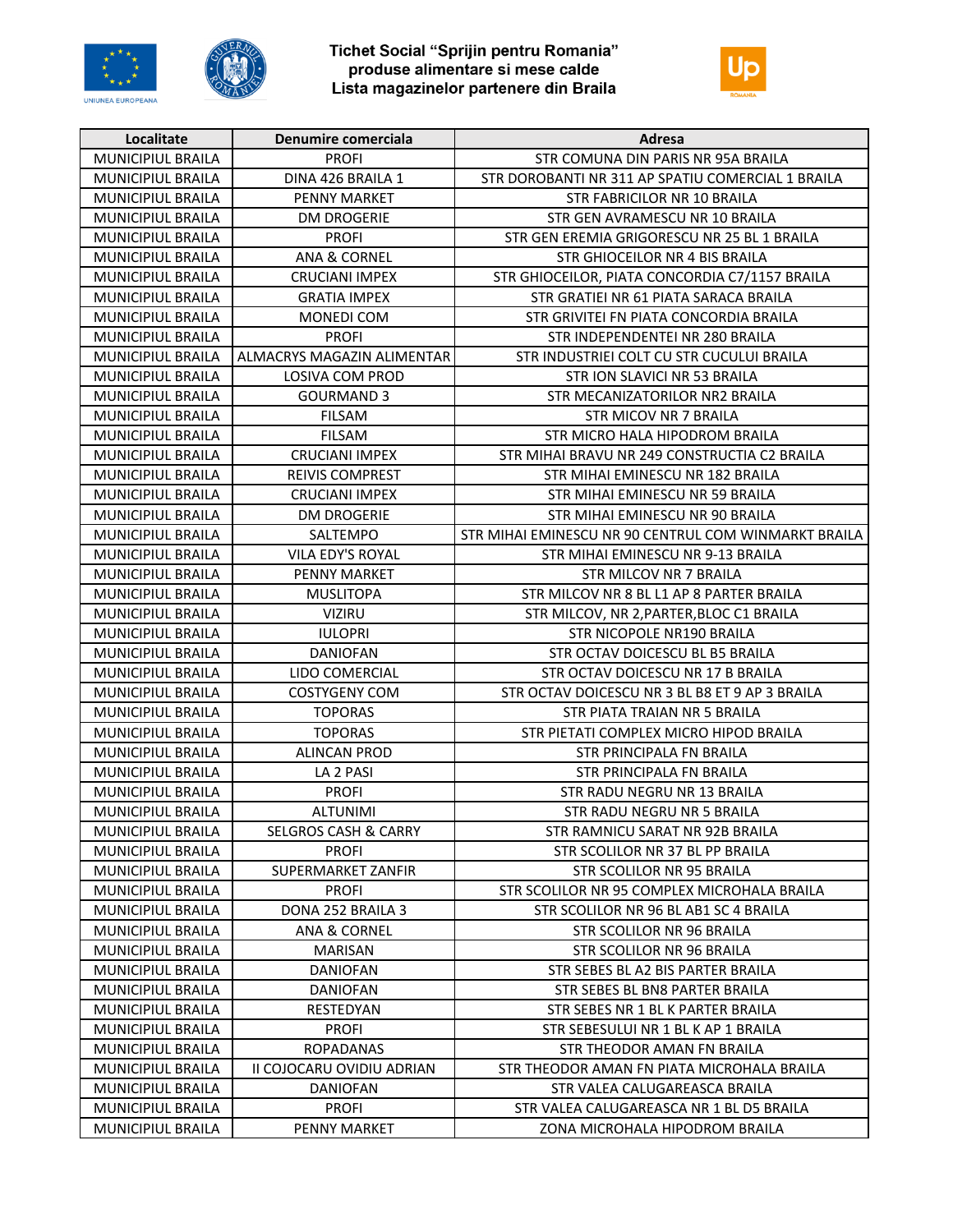**Tichet Social "Sprijin pentru Romania"**
**produse alimentare si mese calde**
**Lista magazinelor partenere din Braila**

| Localitate | Denumire comerciala | Adresa |
| --- | --- | --- |
| MUNICIPIUL BRAILA | PROFI | STR COMUNA DIN PARIS NR 95A BRAILA |
| MUNICIPIUL BRAILA | DINA 426 BRAILA 1 | STR DOROBANTI NR 311 AP SPATIU COMERCIAL 1 BRAILA |
| MUNICIPIUL BRAILA | PENNY MARKET | STR FABRICILOR NR 10 BRAILA |
| MUNICIPIUL BRAILA | DM DROGERIE | STR GEN AVRAMESCU NR 10 BRAILA |
| MUNICIPIUL BRAILA | PROFI | STR GEN EREMIA GRIGORESCU NR 25 BL 1 BRAILA |
| MUNICIPIUL BRAILA | ANA & CORNEL | STR GHIOCEILOR NR 4 BIS BRAILA |
| MUNICIPIUL BRAILA | CRUCIANI IMPEX | STR GHIOCEILOR, PIATA CONCORDIA C7/1157 BRAILA |
| MUNICIPIUL BRAILA | GRATIA IMPEX | STR GRATIEI NR 61 PIATA SARACA BRAILA |
| MUNICIPIUL BRAILA | MONEDI COM | STR GRIVITEI FN PIATA CONCORDIA BRAILA |
| MUNICIPIUL BRAILA | PROFI | STR INDEPENDENTEI NR 280 BRAILA |
| MUNICIPIUL BRAILA | ALMACRYS MAGAZIN ALIMENTAR | STR INDUSTRIEI COLT CU STR CUCULUI BRAILA |
| MUNICIPIUL BRAILA | LOSIVA COM PROD | STR ION SLAVICI NR 53 BRAILA |
| MUNICIPIUL BRAILA | GOURMAND 3 | STR MECANIZATORILOR NR2 BRAILA |
| MUNICIPIUL BRAILA | FILSAM | STR MICOV NR 7 BRAILA |
| MUNICIPIUL BRAILA | FILSAM | STR MICRO HALA HIPODROM BRAILA |
| MUNICIPIUL BRAILA | CRUCIANI IMPEX | STR MIHAI BRAVU NR 249 CONSTRUCTIA C2 BRAILA |
| MUNICIPIUL BRAILA | REIVIS COMPREST | STR MIHAI EMINESCU NR 182 BRAILA |
| MUNICIPIUL BRAILA | CRUCIANI IMPEX | STR MIHAI EMINESCU NR 59 BRAILA |
| MUNICIPIUL BRAILA | DM DROGERIE | STR MIHAI EMINESCU NR 90 BRAILA |
| MUNICIPIUL BRAILA | SALTEMPO | STR MIHAI EMINESCU NR 90 CENTRUL COM WINMARKT BRAILA |
| MUNICIPIUL BRAILA | VILA EDY'S ROYAL | STR MIHAI EMINESCU NR 9-13 BRAILA |
| MUNICIPIUL BRAILA | PENNY MARKET | STR MILCOV NR 7 BRAILA |
| MUNICIPIUL BRAILA | MUSLITOPA | STR MILCOV NR 8 BL L1 AP 8 PARTER BRAILA |
| MUNICIPIUL BRAILA | VIZIRU | STR MILCOV, NR 2,PARTER,BLOC C1 BRAILA |
| MUNICIPIUL BRAILA | IULOPRI | STR NICOPOLE NR190 BRAILA |
| MUNICIPIUL BRAILA | DANIOFAN | STR OCTAV DOICESCU BL B5 BRAILA |
| MUNICIPIUL BRAILA | LIDO COMERCIAL | STR OCTAV DOICESCU NR 17 B BRAILA |
| MUNICIPIUL BRAILA | COSTYGENY COM | STR OCTAV DOICESCU NR 3 BL B8 ET 9 AP 3 BRAILA |
| MUNICIPIUL BRAILA | TOPORAS | STR PIATA TRAIAN NR 5 BRAILA |
| MUNICIPIUL BRAILA | TOPORAS | STR PIETATI COMPLEX MICRO HIPOD BRAILA |
| MUNICIPIUL BRAILA | ALINCAN PROD | STR PRINCIPALA FN BRAILA |
| MUNICIPIUL BRAILA | LA 2 PASI | STR PRINCIPALA FN BRAILA |
| MUNICIPIUL BRAILA | PROFI | STR RADU NEGRU NR 13 BRAILA |
| MUNICIPIUL BRAILA | ALTUNIMI | STR RADU NEGRU NR 5 BRAILA |
| MUNICIPIUL BRAILA | SELGROS CASH & CARRY | STR RAMNICU SARAT NR 92B BRAILA |
| MUNICIPIUL BRAILA | PROFI | STR SCOLILOR NR 37 BL PP BRAILA |
| MUNICIPIUL BRAILA | SUPERMARKET ZANFIR | STR SCOLILOR NR 95 BRAILA |
| MUNICIPIUL BRAILA | PROFI | STR SCOLILOR NR 95 COMPLEX MICROHALA BRAILA |
| MUNICIPIUL BRAILA | DONA 252 BRAILA 3 | STR SCOLILOR NR 96 BL AB1 SC 4 BRAILA |
| MUNICIPIUL BRAILA | ANA & CORNEL | STR SCOLILOR NR 96 BRAILA |
| MUNICIPIUL BRAILA | MARISAN | STR SCOLILOR NR 96 BRAILA |
| MUNICIPIUL BRAILA | DANIOFAN | STR SEBES BL A2 BIS PARTER BRAILA |
| MUNICIPIUL BRAILA | DANIOFAN | STR SEBES BL BN8 PARTER BRAILA |
| MUNICIPIUL BRAILA | RESTEDYAN | STR SEBES NR 1 BL K PARTER BRAILA |
| MUNICIPIUL BRAILA | PROFI | STR SEBESULUI NR 1 BL K AP 1 BRAILA |
| MUNICIPIUL BRAILA | ROPADANAS | STR THEODOR AMAN FN BRAILA |
| MUNICIPIUL BRAILA | II COJOCARU OVIDIU ADRIAN | STR THEODOR AMAN FN PIATA MICROHALA BRAILA |
| MUNICIPIUL BRAILA | DANIOFAN | STR VALEA CALUGAREASCA BRAILA |
| MUNICIPIUL BRAILA | PROFI | STR VALEA CALUGAREASCA NR 1 BL D5 BRAILA |
| MUNICIPIUL BRAILA | PENNY MARKET | ZONA MICROHALA HIPODROM BRAILA |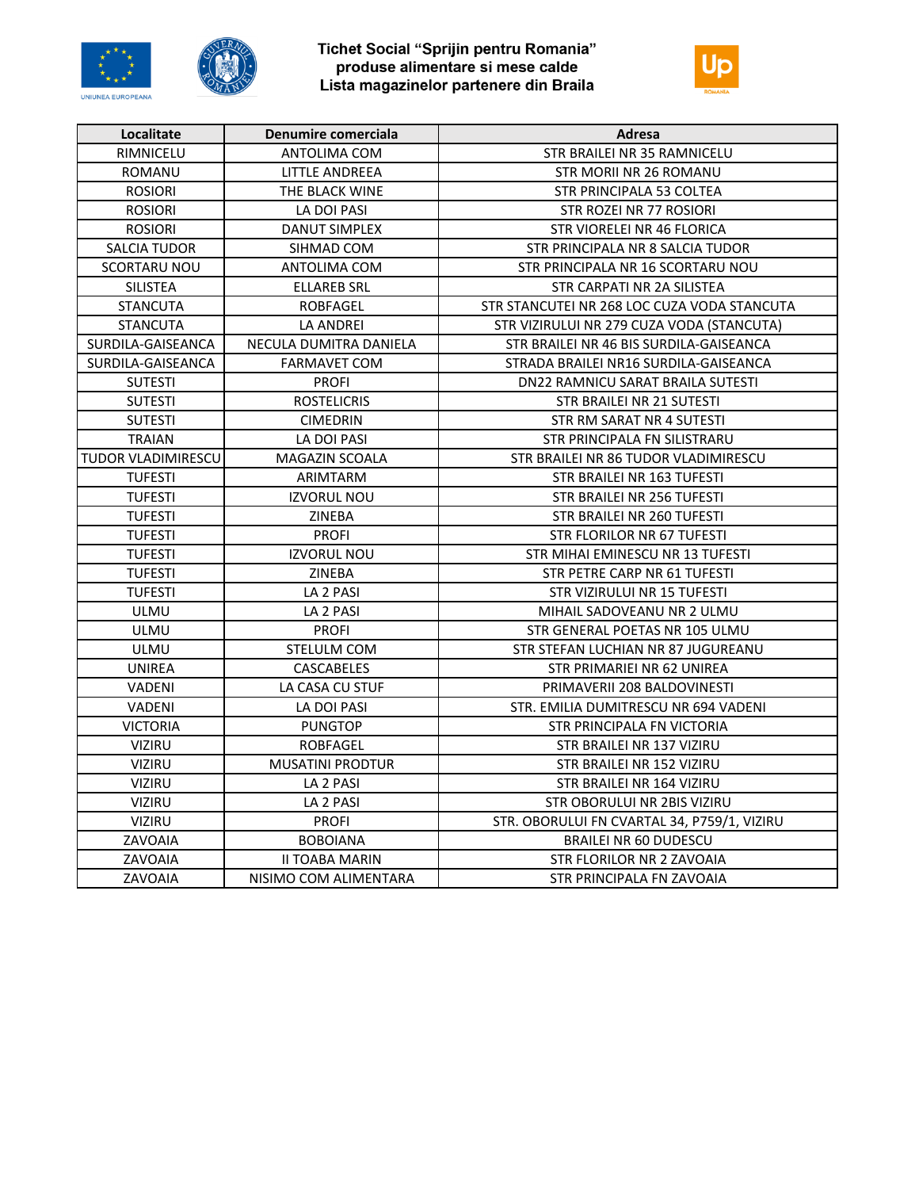**Tichet Social "Sprijin pentru Romania"**
**produse alimentare si mese calde**
**Lista magazinelor partenere din Braila**

| Localitate | Denumire comerciala | Adresa |
|---|---|---|
| RIMNICELU | ANTOLIMA COM | STR BRAILEI NR 35 RAMNICELU |
| ROMANU | LITTLE ANDREEA | STR MORII NR 26 ROMANU |
| ROSIORI | THE BLACK WINE | STR PRINCIPALA 53 COLTEA |
| ROSIORI | LA DOI PASI | STR ROZEI NR 77 ROSIORI |
| ROSIORI | DANUT SIMPLEX | STR VIORELEI NR 46 FLORICA |
| SALCIA TUDOR | SIHMAD COM | STR PRINCIPALA NR 8 SALCIA TUDOR |
| SCORTARU NOU | ANTOLIMA COM | STR PRINCIPALA NR 16 SCORTARU NOU |
| SILISTEA | ELLAREB SRL | STR CARPATI NR 2A SILISTEA |
| STANCUTA | ROBFAGEL | STR STANCUTEI NR 268 LOC CUZA VODA STANCUTA |
| STANCUTA | LA ANDREI | STR VIZIRULUI NR 279 CUZA VODA (STANCUTA) |
| SURDILA-GAISEANCA | NECULA DUMITRA DANIELA | STR BRAILEI NR 46 BIS SURDILA-GAISEANCA |
| SURDILA-GAISEANCA | FARMAVET COM | STRADA BRAILEI NR16 SURDILA-GAISEANCA |
| SUTESTI | PROFI | DN22 RAMNICU SARAT BRAILA SUTESTI |
| SUTESTI | ROSTELICRIS | STR BRAILEI NR 21 SUTESTI |
| SUTESTI | CIMEDRIN | STR RM SARAT NR 4 SUTESTI |
| TRAIAN | LA DOI PASI | STR PRINCIPALA FN SILISTRARU |
| TUDOR VLADIMIRESCU | MAGAZIN SCOALA | STR BRAILEI NR 86 TUDOR VLADIMIRESCU |
| TUFESTI | ARIMTARM | STR BRAILEI NR 163 TUFESTI |
| TUFESTI | IZVORUL NOU | STR BRAILEI NR 256 TUFESTI |
| TUFESTI | ZINEBA | STR BRAILEI NR 260 TUFESTI |
| TUFESTI | PROFI | STR FLORILOR NR 67 TUFESTI |
| TUFESTI | IZVORUL NOU | STR MIHAI EMINESCU NR 13 TUFESTI |
| TUFESTI | ZINEBA | STR PETRE CARP NR 61 TUFESTI |
| TUFESTI | LA 2 PASI | STR VIZIRULUI NR 15 TUFESTI |
| ULMU | LA 2 PASI | MIHAIL SADOVEANU NR 2 ULMU |
| ULMU | PROFI | STR GENERAL POETAS NR 105 ULMU |
| ULMU | STELULM COM | STR STEFAN LUCHIAN NR 87 JUGUREANU |
| UNIREA | CASCABELES | STR PRIMARIEI NR 62 UNIREA |
| VADENI | LA CASA CU STUF | PRIMAVERII 208 BALDOVINESTI |
| VADENI | LA DOI PASI | STR. EMILIA DUMITRESCU NR 694 VADENI |
| VICTORIA | PUNGTOP | STR PRINCIPALA FN VICTORIA |
| VIZIRU | ROBFAGEL | STR BRAILEI NR 137 VIZIRU |
| VIZIRU | MUSATINI PRODTUR | STR BRAILEI NR 152 VIZIRU |
| VIZIRU | LA 2 PASI | STR BRAILEI NR 164 VIZIRU |
| VIZIRU | LA 2 PASI | STR OBORULUI NR 2BIS VIZIRU |
| VIZIRU | PROFI | STR. OBORULUI FN CVARTAL 34, P759/1, VIZIRU |
| ZAVOAIA | BOBOIANA | BRAILEI NR 60 DUDESCU |
| ZAVOAIA | II TOABA MARIN | STR FLORILOR NR 2 ZAVOAIA |
| ZAVOAIA | NISIMO COM ALIMENTARA | STR PRINCIPALA FN ZAVOAIA |